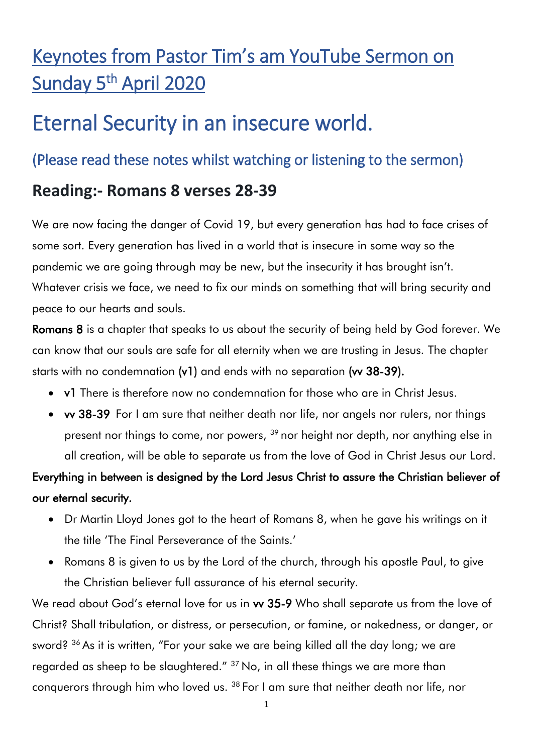# Keynotes from Pastor Tim's am YouTube Sermon on Sunday 5th April 2020

# Eternal Security in an insecure world.

## (Please read these notes whilst watching or listening to the sermon)

## Reading:- Romans 8 verses 28-39

We are now facing the danger of Covid 19, but every generation has had to face crises of some sort. Every generation has lived in a world that is insecure in some way so the pandemic we are going through may be new, but the insecurity it has brought isn't. Whatever crisis we face, we need to fix our minds on something that will bring security and peace to our hearts and souls.

**Romans 8** is a chapter that speaks to us about the security of being held by God forever. We can know that our souls are safe for all eternity when we are trusting in Jesus. The chapter starts with no condemnation **(v1)** and ends with no separation **(vv 38-39).**

- **v1** There is therefore now no condemnation for those who are in Christ Jesus.
- **vv 38-39** For I am sure that neither death nor life, nor angels nor rulers, nor things present nor things to come, nor powers, [39] nor height nor depth, nor anything else in all creation, will be able to separate us from the love of God in Christ Jesus our Lord.

**Everything in between is designed by the Lord Jesus Christ to assure the Christian believer of our eternal security.**

- Dr Martin Lloyd Jones got to the heart of Romans 8, when he gave his writings on it the title 'The Final Perseverance of the Saints.'
- Romans 8 is given to us by the Lord of the church, through his apostle Paul, to give the Christian believer full assurance of his eternal security.

We read about God's eternal love for us in **vv 35-9** Who shall separate us from the love of Christ? Shall tribulation, or distress, or persecution, or famine, or nakedness, or danger, or sword? [36] As it is written, "For your sake we are being killed all the day long; we are regarded as sheep to be slaughtered." [37] No, in all these things we are more than conquerors through him who loved us. [38] For I am sure that neither death nor life, nor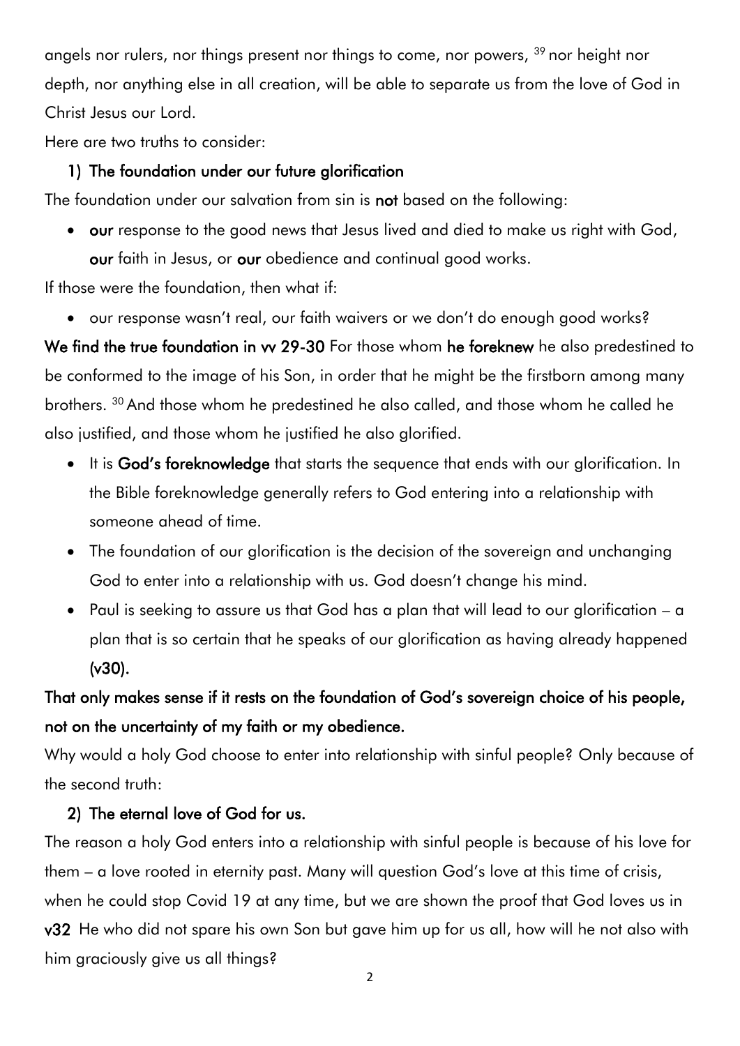angels nor rulers, nor things present nor things to come, nor powers, [39] nor height nor depth, nor anything else in all creation, will be able to separate us from the love of God in Christ Jesus our Lord.

Here are two truths to consider:

1) **The foundation under our future glorification**

The foundation under our salvation from sin is **not** based on the following:

- **our** response to the good news that Jesus lived and died to make us right with God, **our** faith in Jesus, or **our** obedience and continual good works.

If those were the foundation, then what if:

- our response wasn't real, our faith waivers or we don't do enough good works?

**We find the true foundation in vv 29-30** For those whom **he foreknew** he also predestined to be conformed to the image of his Son, in order that he might be the firstborn among many brothers. [30] And those whom he predestined he also called, and those whom he called he also justified, and those whom he justified he also glorified.

- It is **God's foreknowledge** that starts the sequence that ends with our glorification. In the Bible foreknowledge generally refers to God entering into a relationship with someone ahead of time.
- The foundation of our glorification is the decision of the sovereign and unchanging God to enter into a relationship with us. God doesn't change his mind.
- Paul is seeking to assure us that God has a plan that will lead to our glorification – a plan that is so certain that he speaks of our glorification as having already happened **(v30).**

**That only makes sense if it rests on the foundation of God's sovereign choice of his people, not on the uncertainty of my faith or my obedience.**

Why would a holy God choose to enter into relationship with sinful people? Only because of the second truth:

2) **The eternal love of God for us.**

The reason a holy God enters into a relationship with sinful people is because of his love for them – a love rooted in eternity past. Many will question God's love at this time of crisis, when he could stop Covid 19 at any time, but we are shown the proof that God loves us in **v32** He who did not spare his own Son but gave him up for us all, how will he not also with him graciously give us all things?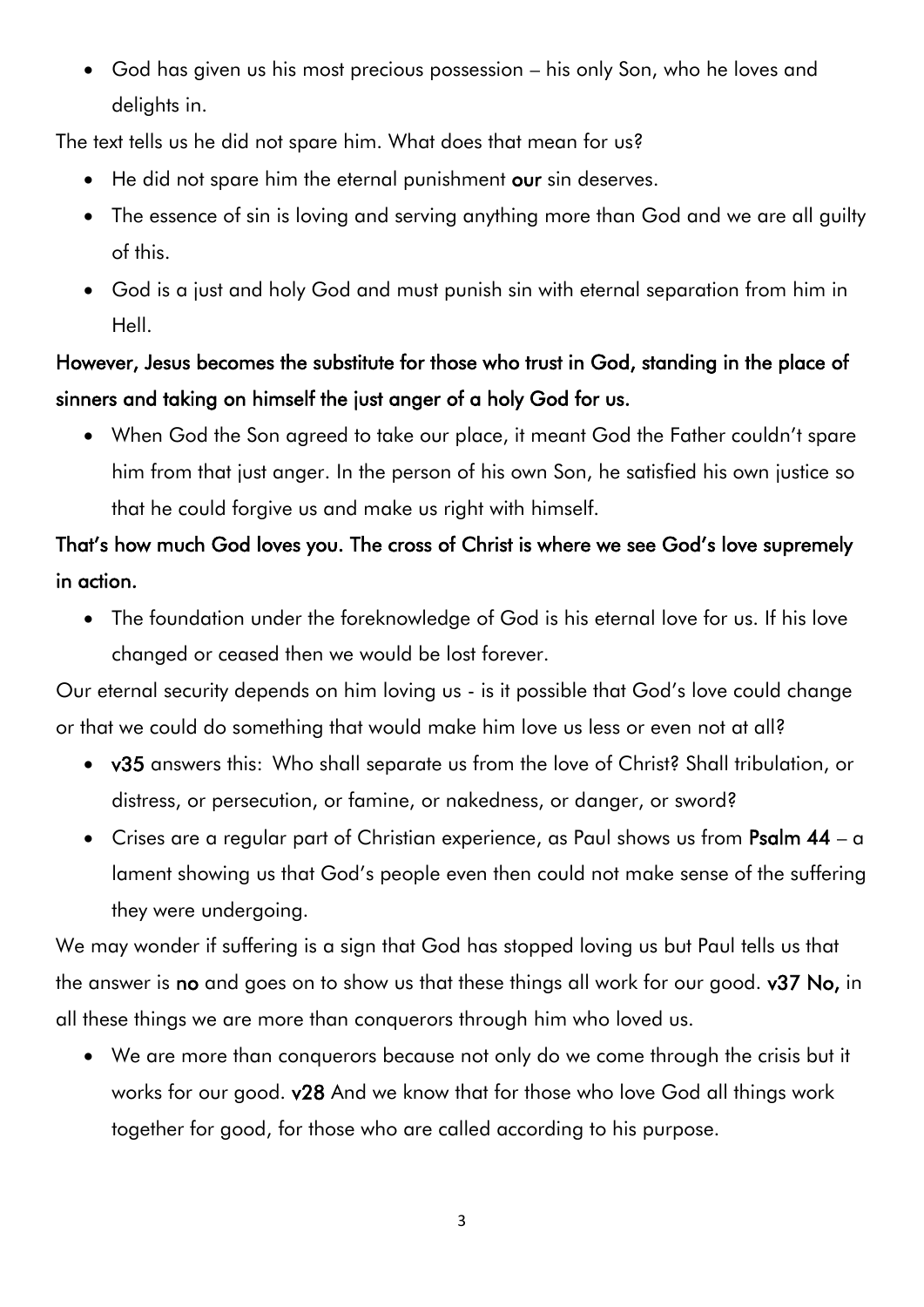- God has given us his most precious possession – his only Son, who he loves and delights in.

The text tells us he did not spare him. What does that mean for us?

- He did not spare him the eternal punishment **our** sin deserves.
- The essence of sin is loving and serving anything more than God and we are all guilty of this.
- God is a just and holy God and must punish sin with eternal separation from him in Hell.

**However, Jesus becomes the substitute for those who trust in God, standing in the place of sinners and taking on himself the just anger of a holy God for us.**

- When God the Son agreed to take our place, it meant God the Father couldn't spare him from that just anger. In the person of his own Son, he satisfied his own justice so that he could forgive us and make us right with himself.

**That's how much God loves you. The cross of Christ is where we see God's love supremely in action.**

- The foundation under the foreknowledge of God is his eternal love for us. If his love changed or ceased then we would be lost forever.

Our eternal security depends on him loving us - is it possible that God's love could change or that we could do something that would make him love us less or even not at all?

- **v35** answers this: Who shall separate us from the love of Christ? Shall tribulation, or distress, or persecution, or famine, or nakedness, or danger, or sword?
- Crises are a regular part of Christian experience, as Paul shows us from **Psalm 44** – a lament showing us that God's people even then could not make sense of the suffering they were undergoing.

We may wonder if suffering is a sign that God has stopped loving us but Paul tells us that the answer is **no** and goes on to show us that these things all work for our good. **v37 No,** in all these things we are more than conquerors through him who loved us.

- We are more than conquerors because not only do we come through the crisis but it works for our good. **v28** And we know that for those who love God all things work together for good, for those who are called according to his purpose.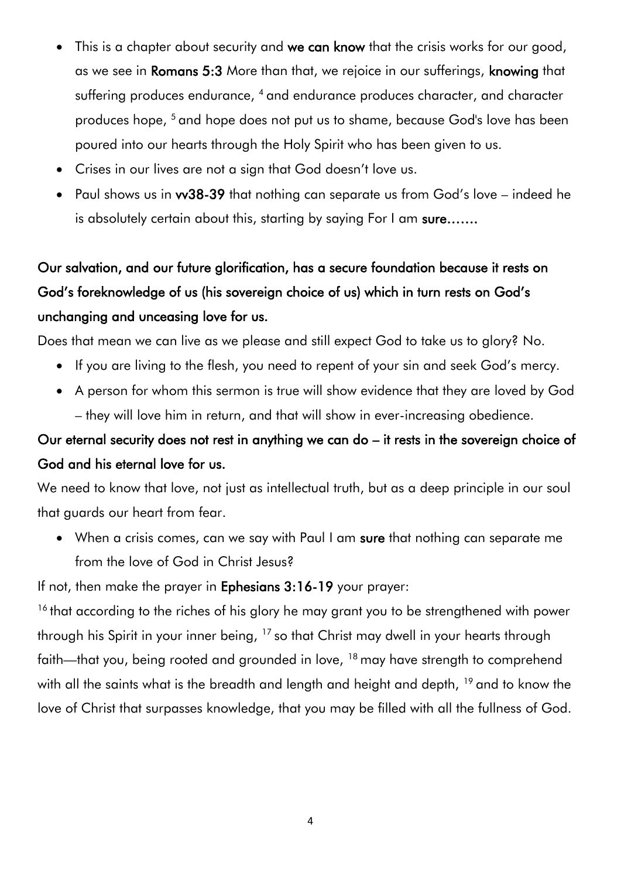- This is a chapter about security and **we can know** that the crisis works for our good, as we see in **Romans 5:3** More than that, we rejoice in our sufferings, **knowing** that suffering produces endurance, [4] and endurance produces character, and character produces hope, [5] and hope does not put us to shame, because God's love has been poured into our hearts through the Holy Spirit who has been given to us.
- Crises in our lives are not a sign that God doesn't love us.
- Paul shows us in **vv38-39** that nothing can separate us from God's love – indeed he is absolutely certain about this, starting by saying For I am **sure…….**

**Our salvation, and our future glorification, has a secure foundation because it rests on God's foreknowledge of us (his sovereign choice of us) which in turn rests on God's unchanging and unceasing love for us.**

Does that mean we can live as we please and still expect God to take us to glory? No.

- If you are living to the flesh, you need to repent of your sin and seek God's mercy.
- A person for whom this sermon is true will show evidence that they are loved by God – they will love him in return, and that will show in ever-increasing obedience.

**Our eternal security does not rest in anything we can do – it rests in the sovereign choice of God and his eternal love for us.**

We need to know that love, not just as intellectual truth, but as a deep principle in our soul that guards our heart from fear.

- When a crisis comes, can we say with Paul I am **sure** that nothing can separate me from the love of God in Christ Jesus?

If not, then make the prayer in **Ephesians 3:16-19** your prayer:

[16] that according to the riches of his glory he may grant you to be strengthened with power through his Spirit in your inner being, [17] so that Christ may dwell in your hearts through faith—that you, being rooted and grounded in love, [18] may have strength to comprehend with all the saints what is the breadth and length and height and depth, [19] and to know the love of Christ that surpasses knowledge, that you may be filled with all the fullness of God.